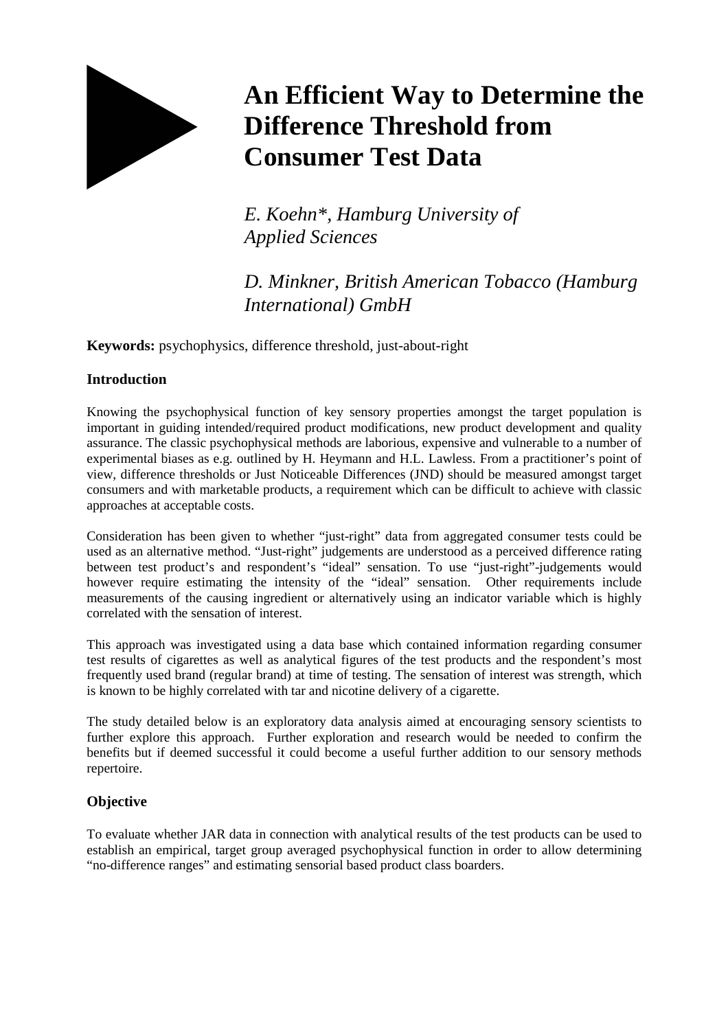# An Efficient Way to Determine the Difference Threshold from Consumer Test Data

*E. Koehn\*, Hamburg University of Applied Sciences*

*D. Minkner, British American Tobacco (Hamburg International) GmbH*

**Keywords:** psychophysics, difference threshold, just-about-right

## Introduction

Knowing the psychophysical function of key sensory properties amongst the target population is important in guiding intended/required product modifications, new product development and quality assurance. The classic psychophysical methods are laborious, expensive and vulnerable to a number of experimental biases as e.g. outlined by H. Heymann and H.L. Lawless. From a practitioner's point of view, difference thresholds or Just Noticeable Differences (JND) should be measured amongst target consumers and with marketable products, a requirement which can be difficult to achieve with classic approaches at acceptable costs.

Consideration has been given to whether "just-right" data from aggregated consumer tests could be used as an alternative method. "Just-right" judgements are understood as a perceived difference rating between test product's and respondent's "ideal" sensation. To use "just-right"-judgements would however require estimating the intensity of the "ideal" sensation. Other requirements include measurements of the causing ingredient or alternatively using an indicator variable which is highly correlated with the sensation of interest.

This approach was investigated using a data base which contained information regarding consumer test results of cigarettes as well as analytical figures of the test products and the respondent's most frequently used brand (regular brand) at time of testing. The sensation of interest was strength, which is known to be highly correlated with tar and nicotine delivery of a cigarette.

The study detailed below is an exploratory data analysis aimed at encouraging sensory scientists to further explore this approach. Further exploration and research would be needed to confirm the benefits but if deemed successful it could become a useful further addition to our sensory methods repertoire.

## Objective

To evaluate whether JAR data in connection with analytical results of the test products can be used to establish an empirical, target group averaged psychophysical function in order to allow determining "no-difference ranges" and estimating sensorial based product class boarders.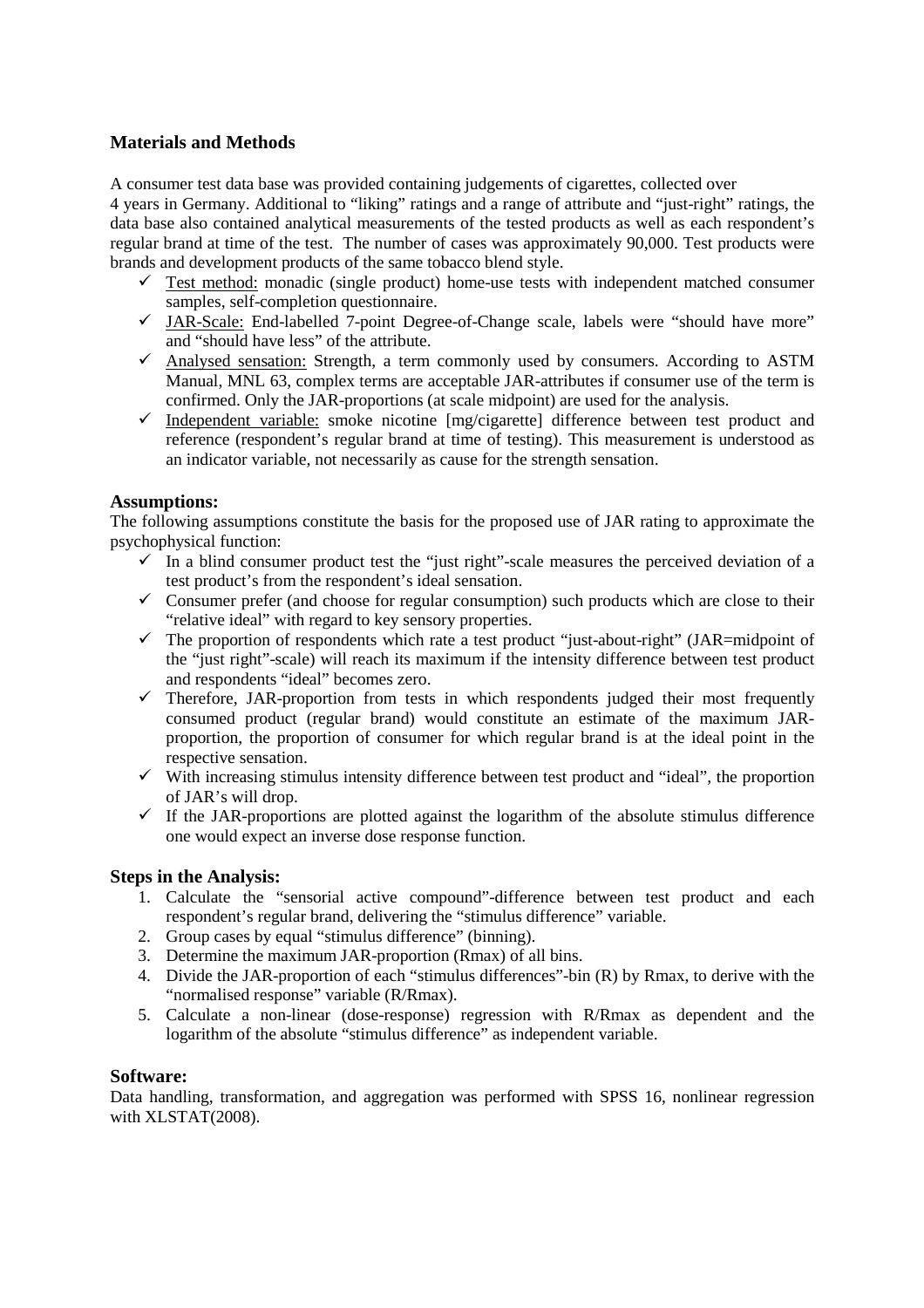## Materials and Methods

A consumer test data base was provided containing judgements of cigarettes, collected over
4 years in Germany. Additional to "liking" ratings and a range of attribute and "just-right" ratings, the data base also contained analytical measurements of the tested products as well as each respondent's regular brand at time of the test. The number of cases was approximately 90,000. Test products were brands and development products of the same tobacco blend style.

- ✓ Test method: monadic (single product) home-use tests with independent matched consumer samples, self-completion questionnaire.
- ✓ JAR-Scale: End-labelled 7-point Degree-of-Change scale, labels were "should have more" and "should have less" of the attribute.
- ✓ Analysed sensation: Strength, a term commonly used by consumers. According to ASTM Manual, MNL 63, complex terms are acceptable JAR-attributes if consumer use of the term is confirmed. Only the JAR-proportions (at scale midpoint) are used for the analysis.
- ✓ Independent variable: smoke nicotine [mg/cigarette] difference between test product and reference (respondent's regular brand at time of testing). This measurement is understood as an indicator variable, not necessarily as cause for the strength sensation.

### Assumptions:

The following assumptions constitute the basis for the proposed use of JAR rating to approximate the psychophysical function:

- ✓ In a blind consumer product test the "just right"-scale measures the perceived deviation of a test product's from the respondent's ideal sensation.
- ✓ Consumer prefer (and choose for regular consumption) such products which are close to their "relative ideal" with regard to key sensory properties.
- ✓ The proportion of respondents which rate a test product "just-about-right" (JAR=midpoint of the "just right"-scale) will reach its maximum if the intensity difference between test product and respondents "ideal" becomes zero.
- ✓ Therefore, JAR-proportion from tests in which respondents judged their most frequently consumed product (regular brand) would constitute an estimate of the maximum JAR-proportion, the proportion of consumer for which regular brand is at the ideal point in the respective sensation.
- ✓ With increasing stimulus intensity difference between test product and "ideal", the proportion of JAR's will drop.
- ✓ If the JAR-proportions are plotted against the logarithm of the absolute stimulus difference one would expect an inverse dose response function.

### Steps in the Analysis:

1. Calculate the "sensorial active compound"-difference between test product and each respondent's regular brand, delivering the "stimulus difference" variable.
2. Group cases by equal "stimulus difference" (binning).
3. Determine the maximum JAR-proportion (Rmax) of all bins.
4. Divide the JAR-proportion of each "stimulus differences"-bin (R) by Rmax, to derive with the "normalised response" variable (R/Rmax).
5. Calculate a non-linear (dose-response) regression with R/Rmax as dependent and the logarithm of the absolute "stimulus difference" as independent variable.

### Software:

Data handling, transformation, and aggregation was performed with SPSS 16, nonlinear regression with XLSTAT(2008).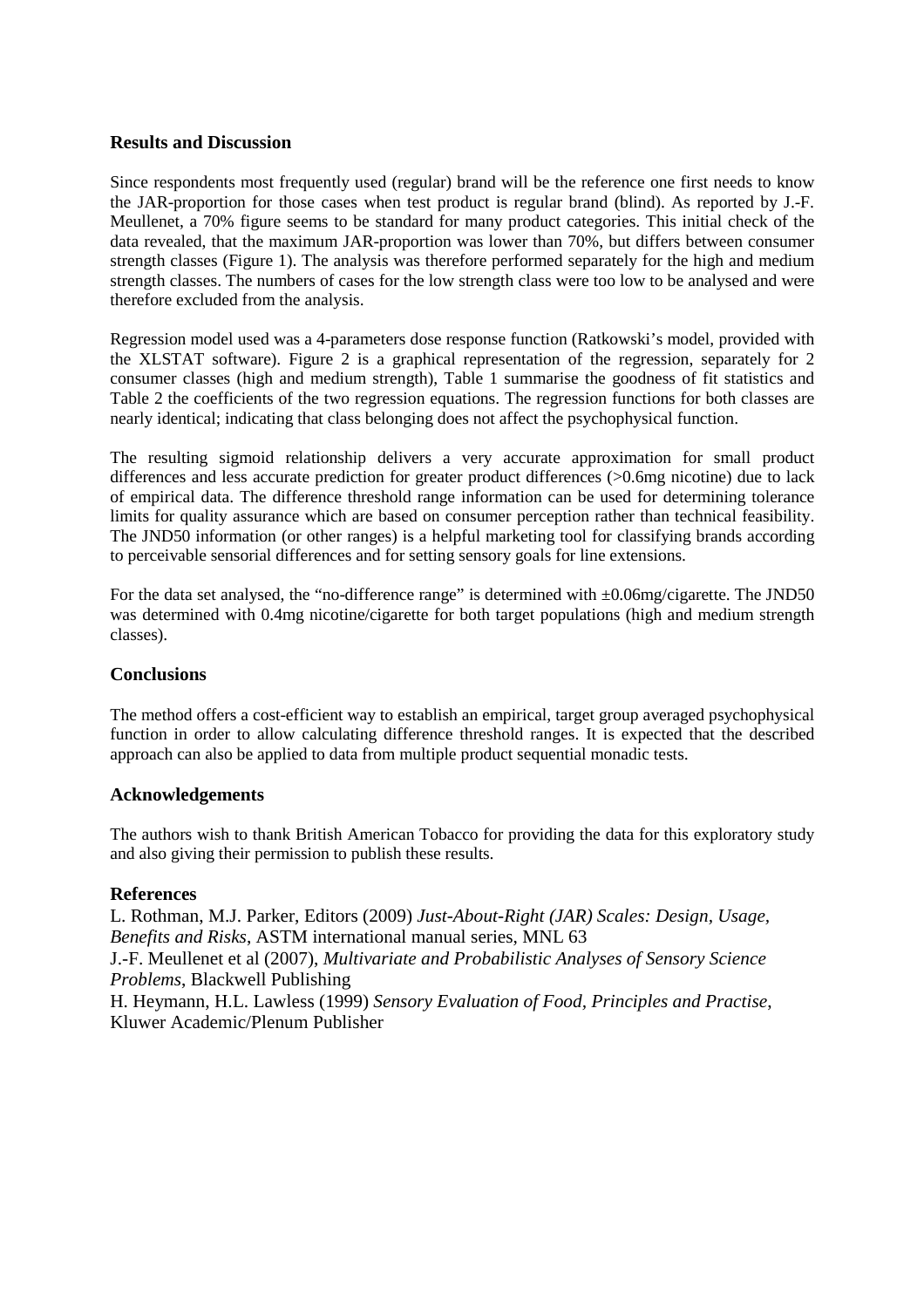## Results and Discussion

Since respondents most frequently used (regular) brand will be the reference one first needs to know the JAR-proportion for those cases when test product is regular brand (blind). As reported by J.-F. Meullenet, a 70% figure seems to be standard for many product categories. This initial check of the data revealed, that the maximum JAR-proportion was lower than 70%, but differs between consumer strength classes (Figure 1). The analysis was therefore performed separately for the high and medium strength classes. The numbers of cases for the low strength class were too low to be analysed and were therefore excluded from the analysis.

Regression model used was a 4-parameters dose response function (Ratkowski's model, provided with the XLSTAT software). Figure 2 is a graphical representation of the regression, separately for 2 consumer classes (high and medium strength), Table 1 summarise the goodness of fit statistics and Table 2 the coefficients of the two regression equations. The regression functions for both classes are nearly identical; indicating that class belonging does not affect the psychophysical function.

The resulting sigmoid relationship delivers a very accurate approximation for small product differences and less accurate prediction for greater product differences (>0.6mg nicotine) due to lack of empirical data. The difference threshold range information can be used for determining tolerance limits for quality assurance which are based on consumer perception rather than technical feasibility. The JND50 information (or other ranges) is a helpful marketing tool for classifying brands according to perceivable sensorial differences and for setting sensory goals for line extensions.

For the data set analysed, the "no-difference range" is determined with ±0.06mg/cigarette. The JND50 was determined with 0.4mg nicotine/cigarette for both target populations (high and medium strength classes).

## Conclusions

The method offers a cost-efficient way to establish an empirical, target group averaged psychophysical function in order to allow calculating difference threshold ranges. It is expected that the described approach can also be applied to data from multiple product sequential monadic tests.

## Acknowledgements

The authors wish to thank British American Tobacco for providing the data for this exploratory study and also giving their permission to publish these results.

## References

L. Rothman, M.J. Parker, Editors (2009) *Just-About-Right (JAR) Scales: Design, Usage, Benefits and Risks*, ASTM international manual series, MNL 63

J.-F. Meullenet et al (2007), *Multivariate and Probabilistic Analyses of Sensory Science Problems*, Blackwell Publishing

H. Heymann, H.L. Lawless (1999) *Sensory Evaluation of Food, Principles and Practise*, Kluwer Academic/Plenum Publisher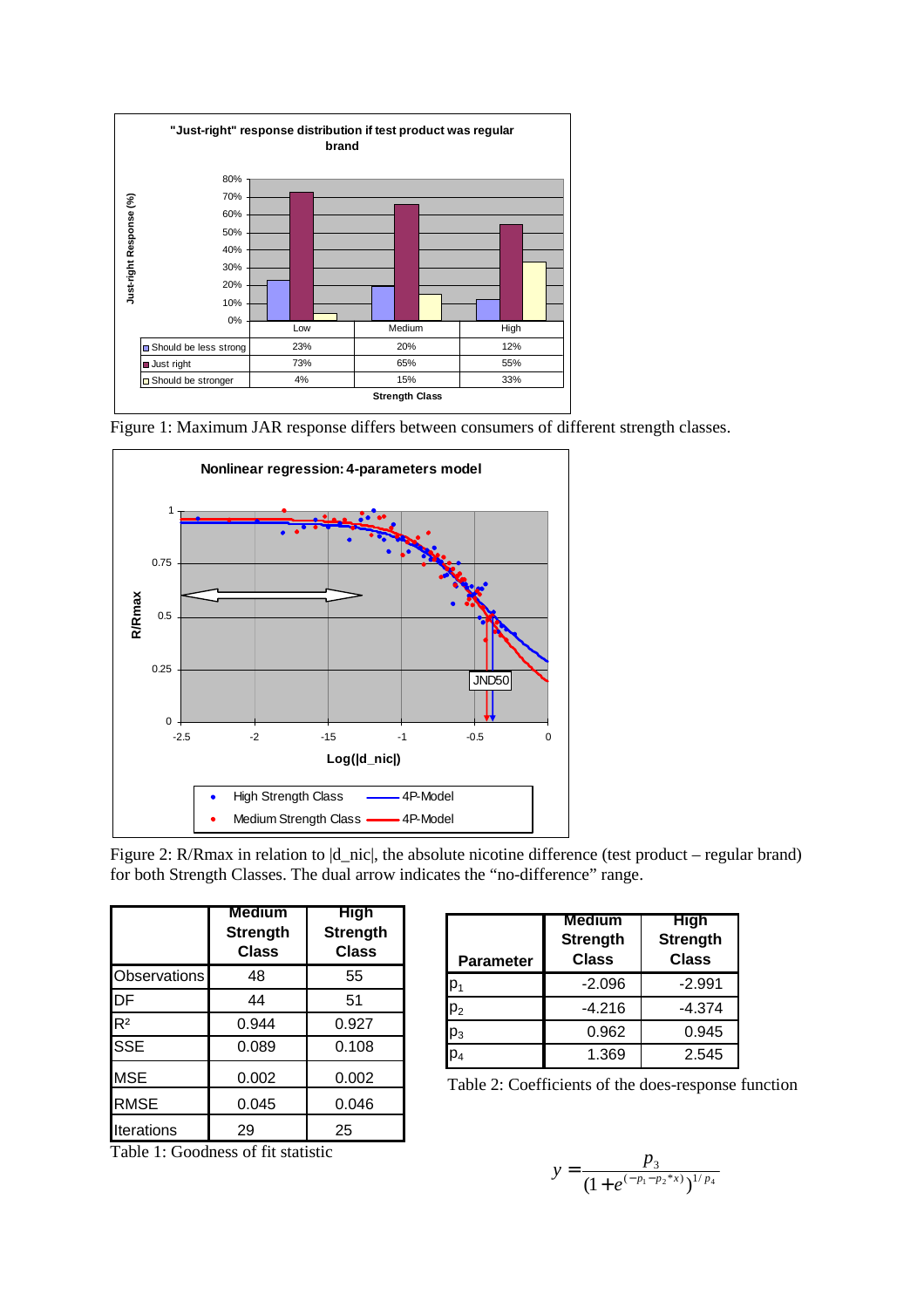"Just-right" response distribution if test product was regular brand

Just-right Response (%)

80%
70%
60%
50%
40%
30%
20%
10%
0%

Low
Medium
High

Should be less strong 23% 20% 12%
Just right 73% 65% 55%
Should be stronger 4% 15% 33%

Strength Class

Figure 1: Maximum JAR response differs between consumers of different strength classes.

Nonlinear regression: 4-parameters model

R/Rmax

1
0.75
0.5
0.25
0

-2.5
-2
-15
-1
-0.5
0

JND50

Log(|d_nic|)

High Strength Class 4P-Model
Medium Strength Class 4P-Model

Figure 2: R/Rmax in relation to |d_nic|, the absolute nicotine difference (test product – regular brand) for both Strength Classes. The dual arrow indicates the "no-difference" range.

| | Medium Strength Class | High Strength Class |
|---|---|---|
| Observations | 48 | 55 |
| DF | 44 | 51 |
| $R^2$ | 0.944 | 0.927 |
| SSE | 0.089 | 0.108 |
| MSE | 0.002 | 0.002 |
| RMSE | 0.045 | 0.046 |
| Iterations | 29 | 25 |

Table 1: Goodness of fit statistic

| Parameter | Medium Strength Class | High Strength Class |
|---|---|---|
| $p_1$ | -2.096 | -2.991 |
| $p_2$ | -4.216 | -4.374 |
| $p_3$ | 0.962 | 0.945 |
| $p_4$ | 1.369 | 2.545 |

Table 2: Coefficients of the does-response function

$$y = \frac{p_3}{(1 + e^{(-p_1 - p_2 * x)})^{1/p_4}}$$